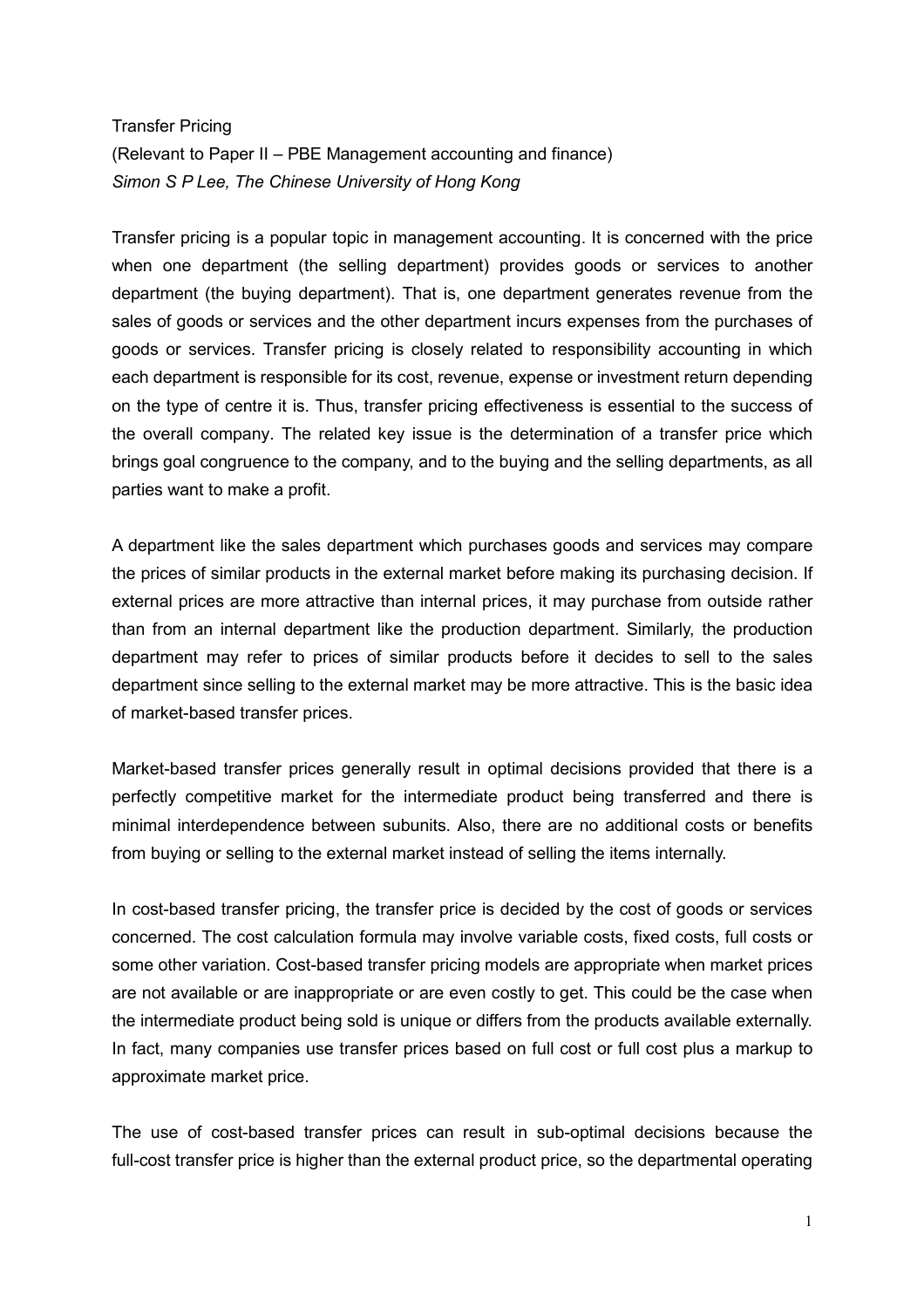# Transfer Pricing

(Relevant to Paper II – PBE Management accounting and finance)

*Simon S P Lee, The Chinese University of Hong Kong*

Transfer pricing is a popular topic in management accounting. It is concerned with the price when one department (the selling department) provides goods or services to another department (the buying department). That is, one department generates revenue from the sales of goods or services and the other department incurs expenses from the purchases of goods or services. Transfer pricing is closely related to responsibility accounting in which each department is responsible for its cost, revenue, expense or investment return depending on the type of centre it is. Thus, transfer pricing effectiveness is essential to the success of the overall company. The related key issue is the determination of a transfer price which brings goal congruence to the company, and to the buying and the selling departments, as all parties want to make a profit.

A department like the sales department which purchases goods and services may compare the prices of similar products in the external market before making its purchasing decision. If external prices are more attractive than internal prices, it may purchase from outside rather than from an internal department like the production department. Similarly, the production department may refer to prices of similar products before it decides to sell to the sales department since selling to the external market may be more attractive. This is the basic idea of market-based transfer prices.

Market-based transfer prices generally result in optimal decisions provided that there is a perfectly competitive market for the intermediate product being transferred and there is minimal interdependence between subunits. Also, there are no additional costs or benefits from buying or selling to the external market instead of selling the items internally.

In cost-based transfer pricing, the transfer price is decided by the cost of goods or services concerned. The cost calculation formula may involve variable costs, fixed costs, full costs or some other variation. Cost-based transfer pricing models are appropriate when market prices are not available or are inappropriate or are even costly to get. This could be the case when the intermediate product being sold is unique or differs from the products available externally. In fact, many companies use transfer prices based on full cost or full cost plus a markup to approximate market price.

The use of cost-based transfer prices can result in sub-optimal decisions because the full-cost transfer price is higher than the external product price, so the departmental operating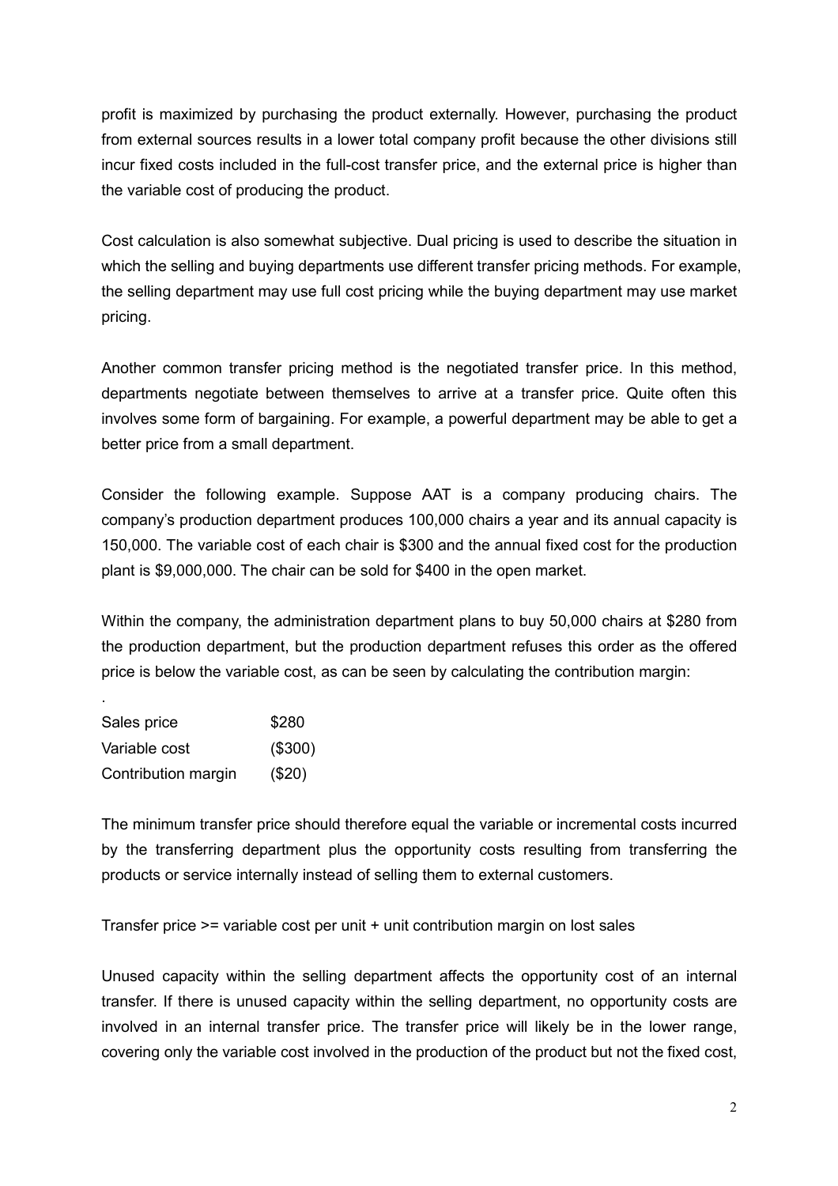profit is maximized by purchasing the product externally. However, purchasing the product from external sources results in a lower total company profit because the other divisions still incur fixed costs included in the full-cost transfer price, and the external price is higher than the variable cost of producing the product.

Cost calculation is also somewhat subjective. Dual pricing is used to describe the situation in which the selling and buying departments use different transfer pricing methods. For example, the selling department may use full cost pricing while the buying department may use market pricing.

Another common transfer pricing method is the negotiated transfer price. In this method, departments negotiate between themselves to arrive at a transfer price. Quite often this involves some form of bargaining. For example, a powerful department may be able to get a better price from a small department.

Consider the following example. Suppose AAT is a company producing chairs. The company's production department produces 100,000 chairs a year and its annual capacity is 150,000. The variable cost of each chair is $300 and the annual fixed cost for the production plant is $9,000,000. The chair can be sold for $400 in the open market.

Within the company, the administration department plans to buy 50,000 chairs at $280 from the production department, but the production department refuses this order as the offered price is below the variable cost, as can be seen by calculating the contribution margin:

.

| | |
|---|---|
| Sales price | $280 |
| Variable cost | ($300) |
| Contribution margin | ($20) |

The minimum transfer price should therefore equal the variable or incremental costs incurred by the transferring department plus the opportunity costs resulting from transferring the products or service internally instead of selling them to external customers.

Transfer price >= variable cost per unit + unit contribution margin on lost sales

Unused capacity within the selling department affects the opportunity cost of an internal transfer. If there is unused capacity within the selling department, no opportunity costs are involved in an internal transfer price. The transfer price will likely be in the lower range, covering only the variable cost involved in the production of the product but not the fixed cost,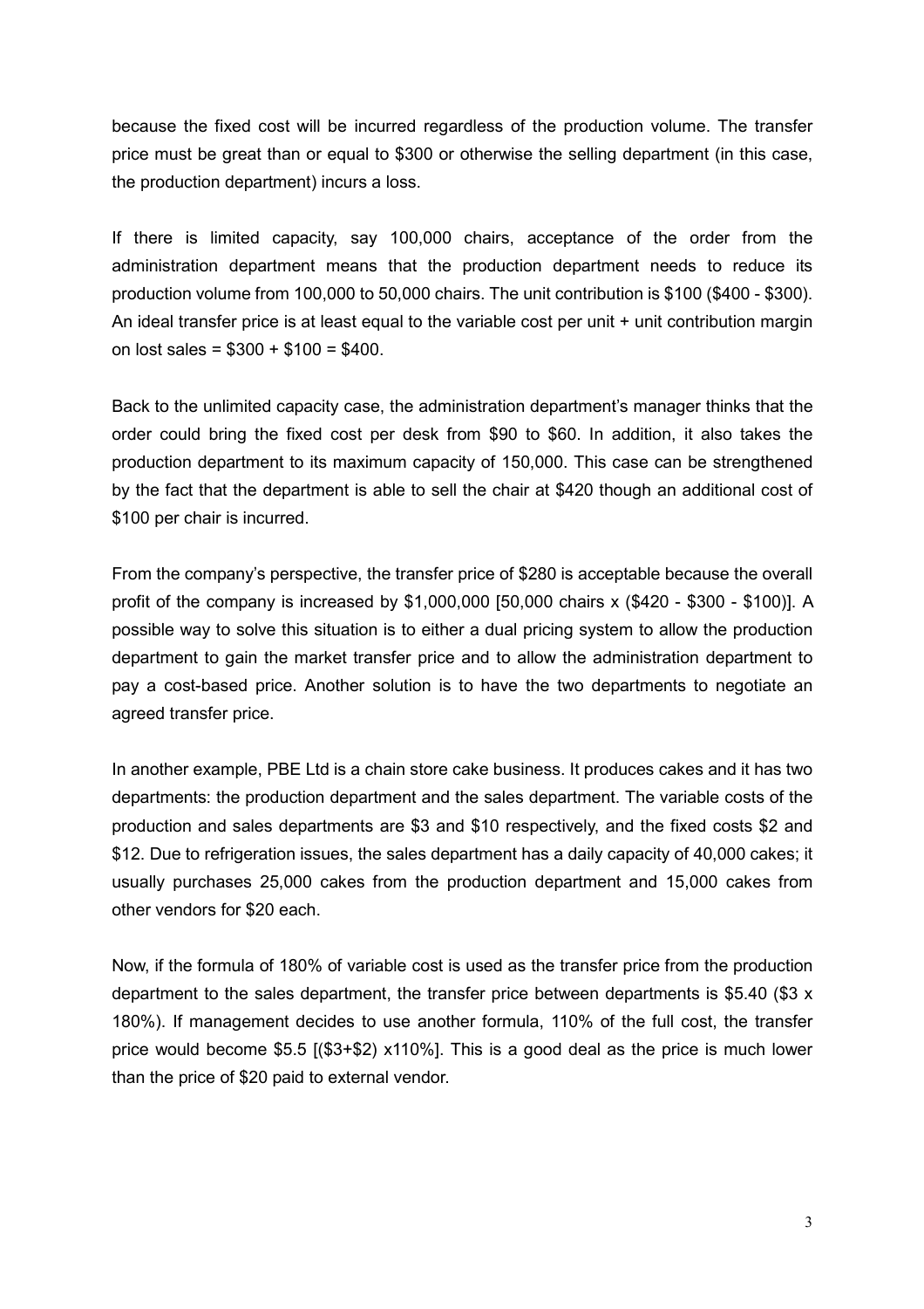because the fixed cost will be incurred regardless of the production volume. The transfer price must be great than or equal to \$300 or otherwise the selling department (in this case, the production department) incurs a loss.

If there is limited capacity, say 100,000 chairs, acceptance of the order from the administration department means that the production department needs to reduce its production volume from 100,000 to 50,000 chairs. The unit contribution is \$100 (\$400 - \$300). An ideal transfer price is at least equal to the variable cost per unit + unit contribution margin on lost sales = \$300 + \$100 = \$400.

Back to the unlimited capacity case, the administration department's manager thinks that the order could bring the fixed cost per desk from \$90 to \$60. In addition, it also takes the production department to its maximum capacity of 150,000. This case can be strengthened by the fact that the department is able to sell the chair at \$420 though an additional cost of \$100 per chair is incurred.

From the company's perspective, the transfer price of \$280 is acceptable because the overall profit of the company is increased by \$1,000,000 [50,000 chairs x (\$420 - \$300 - \$100)]. A possible way to solve this situation is to either a dual pricing system to allow the production department to gain the market transfer price and to allow the administration department to pay a cost-based price. Another solution is to have the two departments to negotiate an agreed transfer price.

In another example, PBE Ltd is a chain store cake business. It produces cakes and it has two departments: the production department and the sales department. The variable costs of the production and sales departments are \$3 and \$10 respectively, and the fixed costs \$2 and \$12. Due to refrigeration issues, the sales department has a daily capacity of 40,000 cakes; it usually purchases 25,000 cakes from the production department and 15,000 cakes from other vendors for \$20 each.

Now, if the formula of 180% of variable cost is used as the transfer price from the production department to the sales department, the transfer price between departments is \$5.40 (\$3 x 180%). If management decides to use another formula, 110% of the full cost, the transfer price would become \$5.5 [(\$3+\$2) x110%]. This is a good deal as the price is much lower than the price of \$20 paid to external vendor.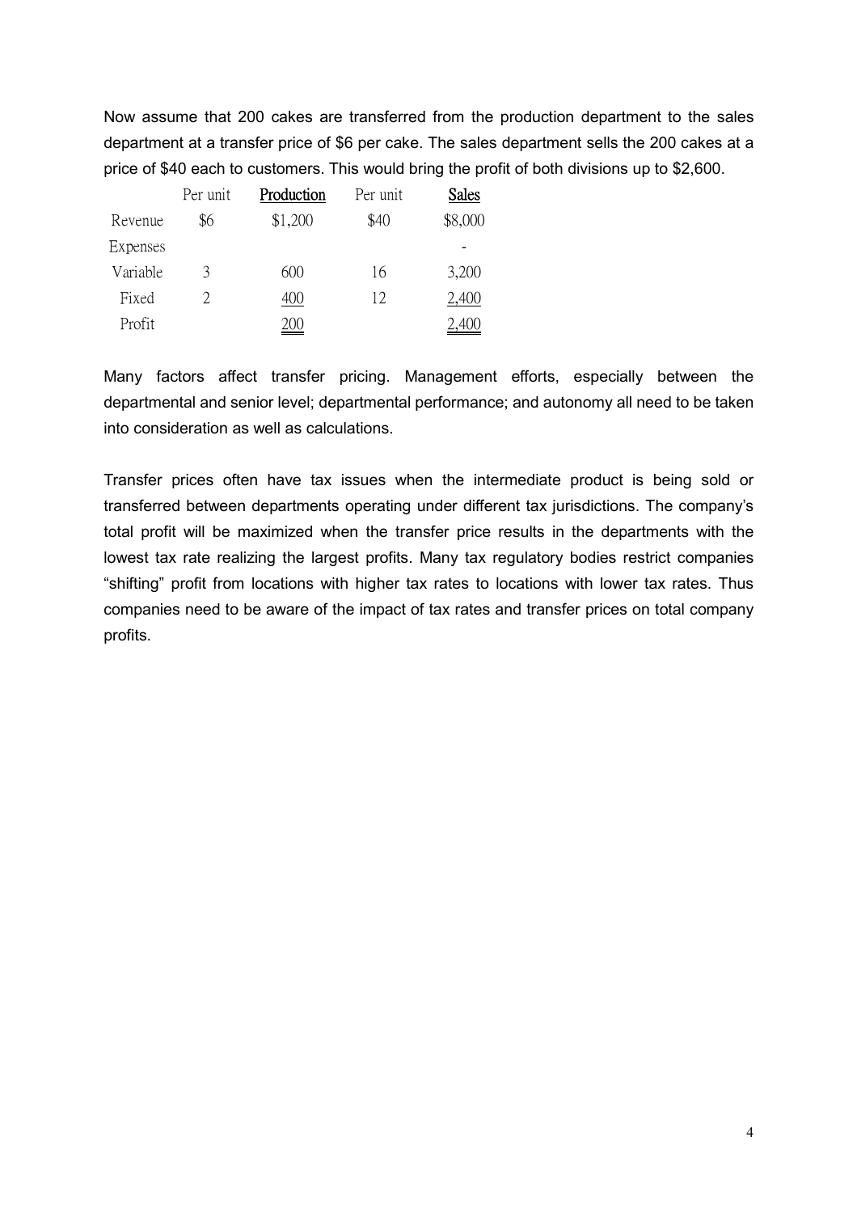Now assume that 200 cakes are transferred from the production department to the sales department at a transfer price of $6 per cake. The sales department sells the 200 cakes at a price of $40 each to customers. This would bring the profit of both divisions up to $2,600.

| | Per unit | Production | Per unit | Sales |
|---|---|---|---|---|
| Revenue | $6 | $1,200 | $40 | $8,000 |
| Expenses | | | | - |
| Variable | 3 | 600 | 16 | 3,200 |
| Fixed | 2 | 400 | 12 | 2,400 |
| Profit | | 200 | | 2,400 |

Many factors affect transfer pricing. Management efforts, especially between the departmental and senior level; departmental performance; and autonomy all need to be taken into consideration as well as calculations.

Transfer prices often have tax issues when the intermediate product is being sold or transferred between departments operating under different tax jurisdictions. The company's total profit will be maximized when the transfer price results in the departments with the lowest tax rate realizing the largest profits. Many tax regulatory bodies restrict companies "shifting" profit from locations with higher tax rates to locations with lower tax rates. Thus companies need to be aware of the impact of tax rates and transfer prices on total company profits.